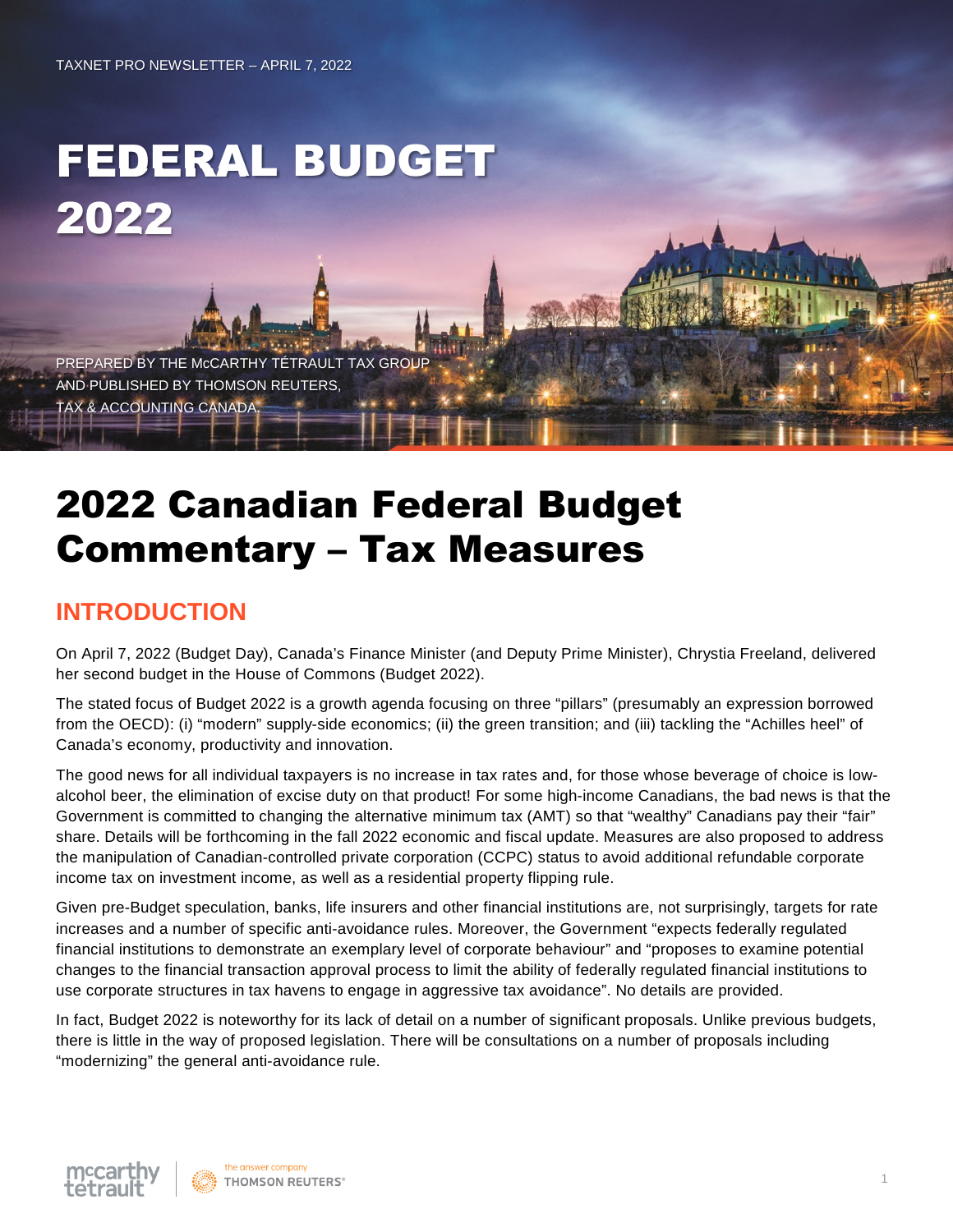TAXNET PRO NEWSLETTER – APRIL 7, 2022

# FEDERAL BUDGET 2022

PREPARED BY THE McCARTHY TÉTRAULT TAX GROUP AND PUBLISHED BY THOMSON REUTERS, TAX & ACCOUNTING CANADA.

# 2022 Canadian Federal Budget Commentary – Tax Measures

## INTRODUCTION

On April 7, 2022 (Budget Day), Canada's Finance Minister (and Deputy Prime Minister), Chrystia Freeland, delivered her second budget in the House of Commons (Budget 2022).

The stated focus of Budget 2022 is a growth agenda focusing on three "pillars" (presumably an expression borrowed from the OECD): (i) "modern" supply-side economics; (ii) the green transition; and (iii) tackling the "Achilles heel" of Canada's economy, productivity and innovation.

The good news for all individual taxpayers is no increase in tax rates and, for those whose beverage of choice is low-alcohol beer, the elimination of excise duty on that product! For some high-income Canadians, the bad news is that the Government is committed to changing the alternative minimum tax (AMT) so that "wealthy" Canadians pay their "fair" share. Details will be forthcoming in the fall 2022 economic and fiscal update. Measures are also proposed to address the manipulation of Canadian-controlled private corporation (CCPC) status to avoid additional refundable corporate income tax on investment income, as well as a residential property flipping rule.

Given pre-Budget speculation, banks, life insurers and other financial institutions are, not surprisingly, targets for rate increases and a number of specific anti-avoidance rules. Moreover, the Government "expects federally regulated financial institutions to demonstrate an exemplary level of corporate behaviour" and "proposes to examine potential changes to the financial transaction approval process to limit the ability of federally regulated financial institutions to use corporate structures in tax havens to engage in aggressive tax avoidance". No details are provided.

In fact, Budget 2022 is noteworthy for its lack of detail on a number of significant proposals. Unlike previous budgets, there is little in the way of proposed legislation. There will be consultations on a number of proposals including "modernizing" the general anti-avoidance rule.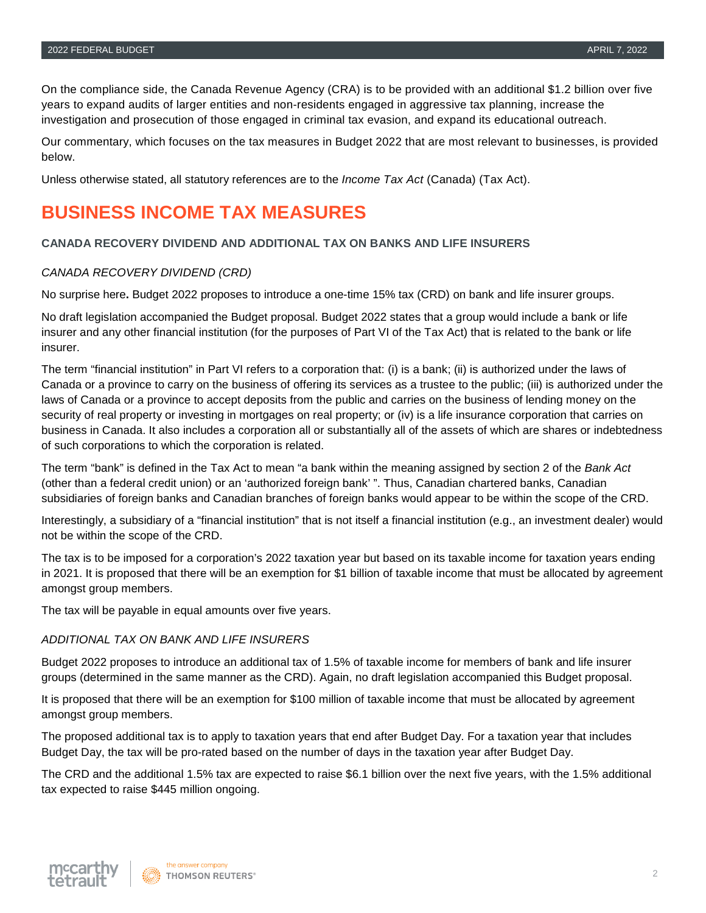On the compliance side, the Canada Revenue Agency (CRA) is to be provided with an additional $1.2 billion over five years to expand audits of larger entities and non-residents engaged in aggressive tax planning, increase the investigation and prosecution of those engaged in criminal tax evasion, and expand its educational outreach.

Our commentary, which focuses on the tax measures in Budget 2022 that are most relevant to businesses, is provided below.

Unless otherwise stated, all statutory references are to the *Income Tax Act* (Canada) (Tax Act).

# BUSINESS INCOME TAX MEASURES

## CANADA RECOVERY DIVIDEND AND ADDITIONAL TAX ON BANKS AND LIFE INSURERS

### *CANADA RECOVERY DIVIDEND (CRD)*

No surprise here**.** Budget 2022 proposes to introduce a one-time 15% tax (CRD) on bank and life insurer groups.

No draft legislation accompanied the Budget proposal. Budget 2022 states that a group would include a bank or life insurer and any other financial institution (for the purposes of Part VI of the Tax Act) that is related to the bank or life insurer.

The term "financial institution" in Part VI refers to a corporation that: (i) is a bank; (ii) is authorized under the laws of Canada or a province to carry on the business of offering its services as a trustee to the public; (iii) is authorized under the laws of Canada or a province to accept deposits from the public and carries on the business of lending money on the security of real property or investing in mortgages on real property; or (iv) is a life insurance corporation that carries on business in Canada. It also includes a corporation all or substantially all of the assets of which are shares or indebtedness of such corporations to which the corporation is related.

The term "bank" is defined in the Tax Act to mean "a bank within the meaning assigned by section 2 of the *Bank Act* (other than a federal credit union) or an 'authorized foreign bank' ". Thus, Canadian chartered banks, Canadian subsidiaries of foreign banks and Canadian branches of foreign banks would appear to be within the scope of the CRD.

Interestingly, a subsidiary of a "financial institution" that is not itself a financial institution (e.g., an investment dealer) would not be within the scope of the CRD.

The tax is to be imposed for a corporation's 2022 taxation year but based on its taxable income for taxation years ending in 2021. It is proposed that there will be an exemption for $1 billion of taxable income that must be allocated by agreement amongst group members.

The tax will be payable in equal amounts over five years.

### *ADDITIONAL TAX ON BANK AND LIFE INSURERS*

Budget 2022 proposes to introduce an additional tax of 1.5% of taxable income for members of bank and life insurer groups (determined in the same manner as the CRD). Again, no draft legislation accompanied this Budget proposal.

It is proposed that there will be an exemption for $100 million of taxable income that must be allocated by agreement amongst group members.

The proposed additional tax is to apply to taxation years that end after Budget Day. For a taxation year that includes Budget Day, the tax will be pro-rated based on the number of days in the taxation year after Budget Day.

The CRD and the additional 1.5% tax are expected to raise $6.1 billion over the next five years, with the 1.5% additional tax expected to raise $445 million ongoing.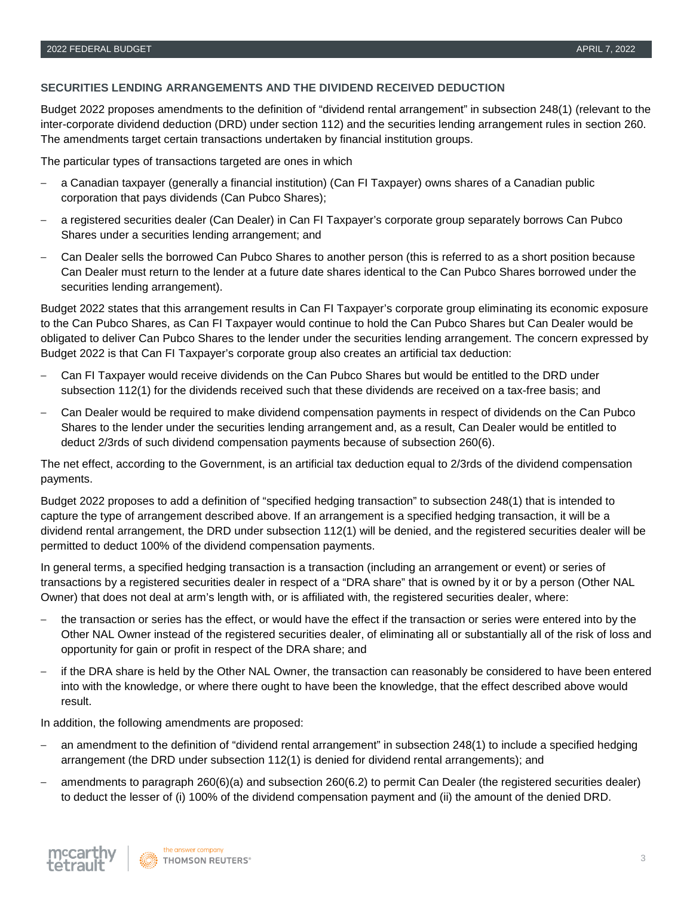## SECURITIES LENDING ARRANGEMENTS AND THE DIVIDEND RECEIVED DEDUCTION

Budget 2022 proposes amendments to the definition of "dividend rental arrangement" in subsection 248(1) (relevant to the inter-corporate dividend deduction (DRD) under section 112) and the securities lending arrangement rules in section 260. The amendments target certain transactions undertaken by financial institution groups.

The particular types of transactions targeted are ones in which

- a Canadian taxpayer (generally a financial institution) (Can FI Taxpayer) owns shares of a Canadian public corporation that pays dividends (Can Pubco Shares);
- a registered securities dealer (Can Dealer) in Can FI Taxpayer's corporate group separately borrows Can Pubco Shares under a securities lending arrangement; and
- Can Dealer sells the borrowed Can Pubco Shares to another person (this is referred to as a short position because Can Dealer must return to the lender at a future date shares identical to the Can Pubco Shares borrowed under the securities lending arrangement).

Budget 2022 states that this arrangement results in Can FI Taxpayer's corporate group eliminating its economic exposure to the Can Pubco Shares, as Can FI Taxpayer would continue to hold the Can Pubco Shares but Can Dealer would be obligated to deliver Can Pubco Shares to the lender under the securities lending arrangement. The concern expressed by Budget 2022 is that Can FI Taxpayer's corporate group also creates an artificial tax deduction:

- Can FI Taxpayer would receive dividends on the Can Pubco Shares but would be entitled to the DRD under subsection 112(1) for the dividends received such that these dividends are received on a tax-free basis; and
- Can Dealer would be required to make dividend compensation payments in respect of dividends on the Can Pubco Shares to the lender under the securities lending arrangement and, as a result, Can Dealer would be entitled to deduct 2/3rds of such dividend compensation payments because of subsection 260(6).

The net effect, according to the Government, is an artificial tax deduction equal to 2/3rds of the dividend compensation payments.

Budget 2022 proposes to add a definition of "specified hedging transaction" to subsection 248(1) that is intended to capture the type of arrangement described above. If an arrangement is a specified hedging transaction, it will be a dividend rental arrangement, the DRD under subsection 112(1) will be denied, and the registered securities dealer will be permitted to deduct 100% of the dividend compensation payments.

In general terms, a specified hedging transaction is a transaction (including an arrangement or event) or series of transactions by a registered securities dealer in respect of a "DRA share" that is owned by it or by a person (Other NAL Owner) that does not deal at arm's length with, or is affiliated with, the registered securities dealer, where:

- the transaction or series has the effect, or would have the effect if the transaction or series were entered into by the Other NAL Owner instead of the registered securities dealer, of eliminating all or substantially all of the risk of loss and opportunity for gain or profit in respect of the DRA share; and
- if the DRA share is held by the Other NAL Owner, the transaction can reasonably be considered to have been entered into with the knowledge, or where there ought to have been the knowledge, that the effect described above would result.

In addition, the following amendments are proposed:

- an amendment to the definition of "dividend rental arrangement" in subsection 248(1) to include a specified hedging arrangement (the DRD under subsection 112(1) is denied for dividend rental arrangements); and
- amendments to paragraph 260(6)(a) and subsection 260(6.2) to permit Can Dealer (the registered securities dealer) to deduct the lesser of (i) 100% of the dividend compensation payment and (ii) the amount of the denied DRD.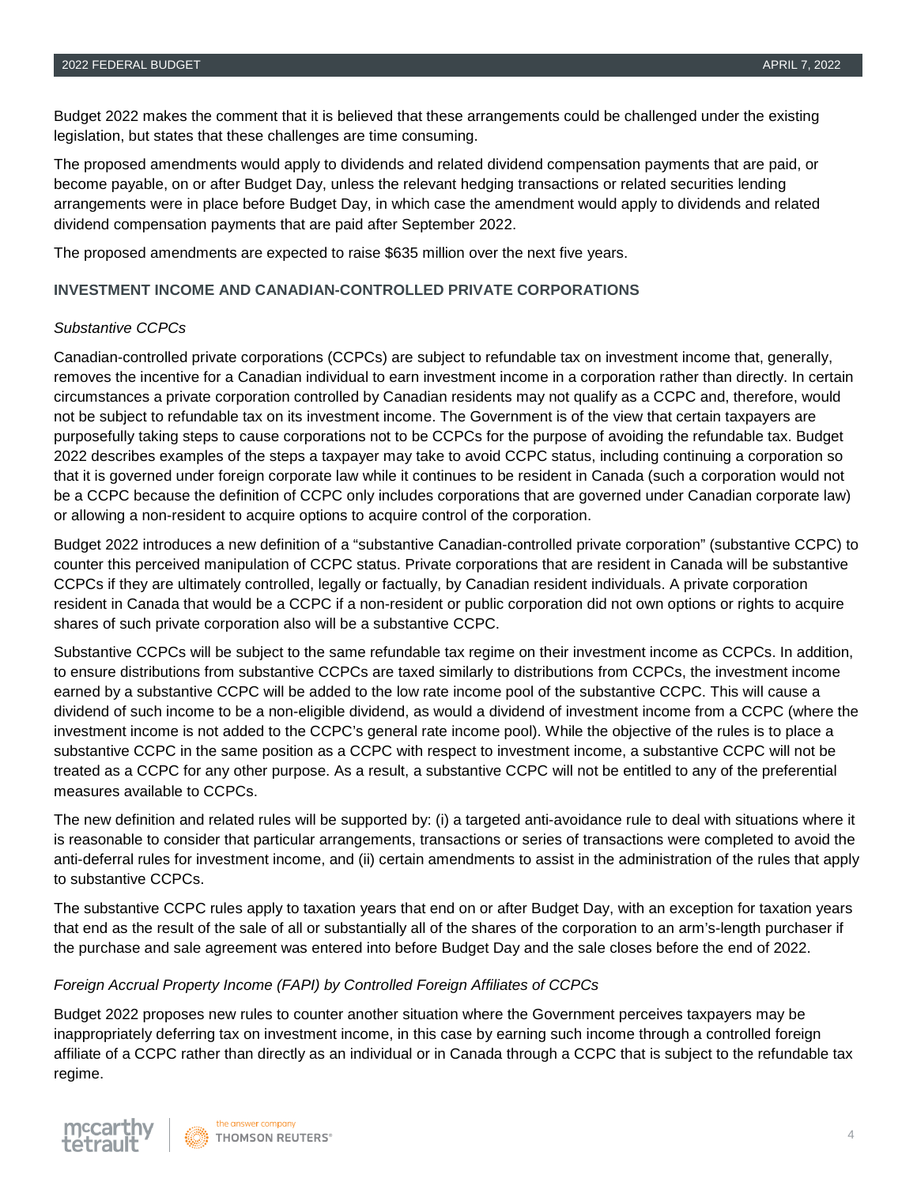Budget 2022 makes the comment that it is believed that these arrangements could be challenged under the existing legislation, but states that these challenges are time consuming.

The proposed amendments would apply to dividends and related dividend compensation payments that are paid, or become payable, on or after Budget Day, unless the relevant hedging transactions or related securities lending arrangements were in place before Budget Day, in which case the amendment would apply to dividends and related dividend compensation payments that are paid after September 2022.

The proposed amendments are expected to raise $635 million over the next five years.

## INVESTMENT INCOME AND CANADIAN-CONTROLLED PRIVATE CORPORATIONS

### *Substantive CCPCs*

Canadian-controlled private corporations (CCPCs) are subject to refundable tax on investment income that, generally, removes the incentive for a Canadian individual to earn investment income in a corporation rather than directly. In certain circumstances a private corporation controlled by Canadian residents may not qualify as a CCPC and, therefore, would not be subject to refundable tax on its investment income. The Government is of the view that certain taxpayers are purposefully taking steps to cause corporations not to be CCPCs for the purpose of avoiding the refundable tax. Budget 2022 describes examples of the steps a taxpayer may take to avoid CCPC status, including continuing a corporation so that it is governed under foreign corporate law while it continues to be resident in Canada (such a corporation would not be a CCPC because the definition of CCPC only includes corporations that are governed under Canadian corporate law) or allowing a non-resident to acquire options to acquire control of the corporation.

Budget 2022 introduces a new definition of a "substantive Canadian-controlled private corporation" (substantive CCPC) to counter this perceived manipulation of CCPC status. Private corporations that are resident in Canada will be substantive CCPCs if they are ultimately controlled, legally or factually, by Canadian resident individuals. A private corporation resident in Canada that would be a CCPC if a non-resident or public corporation did not own options or rights to acquire shares of such private corporation also will be a substantive CCPC.

Substantive CCPCs will be subject to the same refundable tax regime on their investment income as CCPCs. In addition, to ensure distributions from substantive CCPCs are taxed similarly to distributions from CCPCs, the investment income earned by a substantive CCPC will be added to the low rate income pool of the substantive CCPC. This will cause a dividend of such income to be a non-eligible dividend, as would a dividend of investment income from a CCPC (where the investment income is not added to the CCPC's general rate income pool). While the objective of the rules is to place a substantive CCPC in the same position as a CCPC with respect to investment income, a substantive CCPC will not be treated as a CCPC for any other purpose. As a result, a substantive CCPC will not be entitled to any of the preferential measures available to CCPCs.

The new definition and related rules will be supported by: (i) a targeted anti-avoidance rule to deal with situations where it is reasonable to consider that particular arrangements, transactions or series of transactions were completed to avoid the anti-deferral rules for investment income, and (ii) certain amendments to assist in the administration of the rules that apply to substantive CCPCs.

The substantive CCPC rules apply to taxation years that end on or after Budget Day, with an exception for taxation years that end as the result of the sale of all or substantially all of the shares of the corporation to an arm's-length purchaser if the purchase and sale agreement was entered into before Budget Day and the sale closes before the end of 2022.

### *Foreign Accrual Property Income (FAPI) by Controlled Foreign Affiliates of CCPCs*

Budget 2022 proposes new rules to counter another situation where the Government perceives taxpayers may be inappropriately deferring tax on investment income, in this case by earning such income through a controlled foreign affiliate of a CCPC rather than directly as an individual or in Canada through a CCPC that is subject to the refundable tax regime.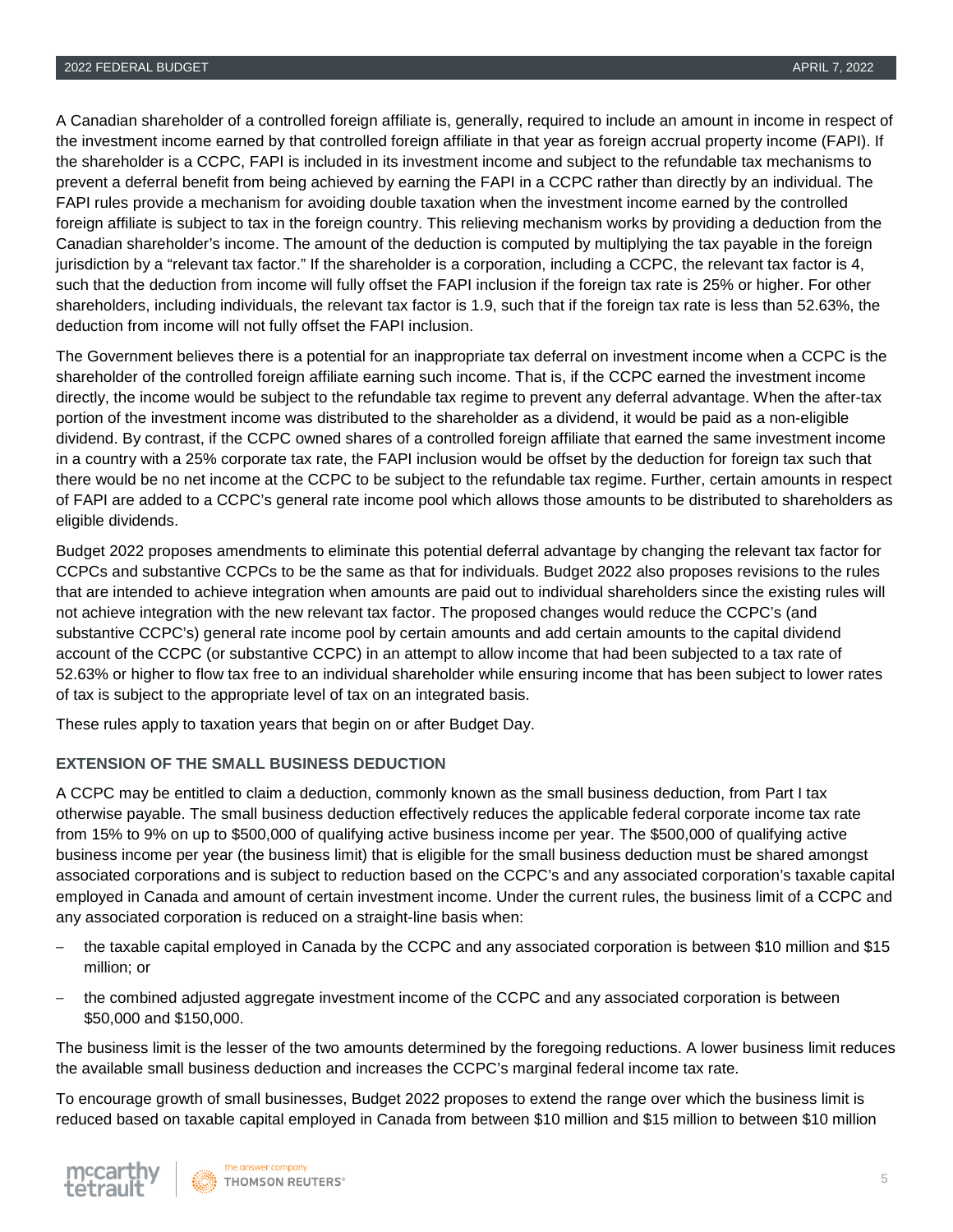A Canadian shareholder of a controlled foreign affiliate is, generally, required to include an amount in income in respect of the investment income earned by that controlled foreign affiliate in that year as foreign accrual property income (FAPI). If the shareholder is a CCPC, FAPI is included in its investment income and subject to the refundable tax mechanisms to prevent a deferral benefit from being achieved by earning the FAPI in a CCPC rather than directly by an individual. The FAPI rules provide a mechanism for avoiding double taxation when the investment income earned by the controlled foreign affiliate is subject to tax in the foreign country. This relieving mechanism works by providing a deduction from the Canadian shareholder's income. The amount of the deduction is computed by multiplying the tax payable in the foreign jurisdiction by a "relevant tax factor." If the shareholder is a corporation, including a CCPC, the relevant tax factor is 4, such that the deduction from income will fully offset the FAPI inclusion if the foreign tax rate is 25% or higher. For other shareholders, including individuals, the relevant tax factor is 1.9, such that if the foreign tax rate is less than 52.63%, the deduction from income will not fully offset the FAPI inclusion.

The Government believes there is a potential for an inappropriate tax deferral on investment income when a CCPC is the shareholder of the controlled foreign affiliate earning such income. That is, if the CCPC earned the investment income directly, the income would be subject to the refundable tax regime to prevent any deferral advantage. When the after-tax portion of the investment income was distributed to the shareholder as a dividend, it would be paid as a non-eligible dividend. By contrast, if the CCPC owned shares of a controlled foreign affiliate that earned the same investment income in a country with a 25% corporate tax rate, the FAPI inclusion would be offset by the deduction for foreign tax such that there would be no net income at the CCPC to be subject to the refundable tax regime. Further, certain amounts in respect of FAPI are added to a CCPC's general rate income pool which allows those amounts to be distributed to shareholders as eligible dividends.

Budget 2022 proposes amendments to eliminate this potential deferral advantage by changing the relevant tax factor for CCPCs and substantive CCPCs to be the same as that for individuals. Budget 2022 also proposes revisions to the rules that are intended to achieve integration when amounts are paid out to individual shareholders since the existing rules will not achieve integration with the new relevant tax factor. The proposed changes would reduce the CCPC's (and substantive CCPC's) general rate income pool by certain amounts and add certain amounts to the capital dividend account of the CCPC (or substantive CCPC) in an attempt to allow income that had been subjected to a tax rate of 52.63% or higher to flow tax free to an individual shareholder while ensuring income that has been subject to lower rates of tax is subject to the appropriate level of tax on an integrated basis.

These rules apply to taxation years that begin on or after Budget Day.

### EXTENSION OF THE SMALL BUSINESS DEDUCTION

A CCPC may be entitled to claim a deduction, commonly known as the small business deduction, from Part I tax otherwise payable. The small business deduction effectively reduces the applicable federal corporate income tax rate from 15% to 9% on up to $500,000 of qualifying active business income per year. The $500,000 of qualifying active business income per year (the business limit) that is eligible for the small business deduction must be shared amongst associated corporations and is subject to reduction based on the CCPC's and any associated corporation's taxable capital employed in Canada and amount of certain investment income. Under the current rules, the business limit of a CCPC and any associated corporation is reduced on a straight-line basis when:

- the taxable capital employed in Canada by the CCPC and any associated corporation is between $10 million and $15 million; or
- the combined adjusted aggregate investment income of the CCPC and any associated corporation is between $50,000 and $150,000.

The business limit is the lesser of the two amounts determined by the foregoing reductions. A lower business limit reduces the available small business deduction and increases the CCPC's marginal federal income tax rate.

To encourage growth of small businesses, Budget 2022 proposes to extend the range over which the business limit is reduced based on taxable capital employed in Canada from between $10 million and $15 million to between $10 million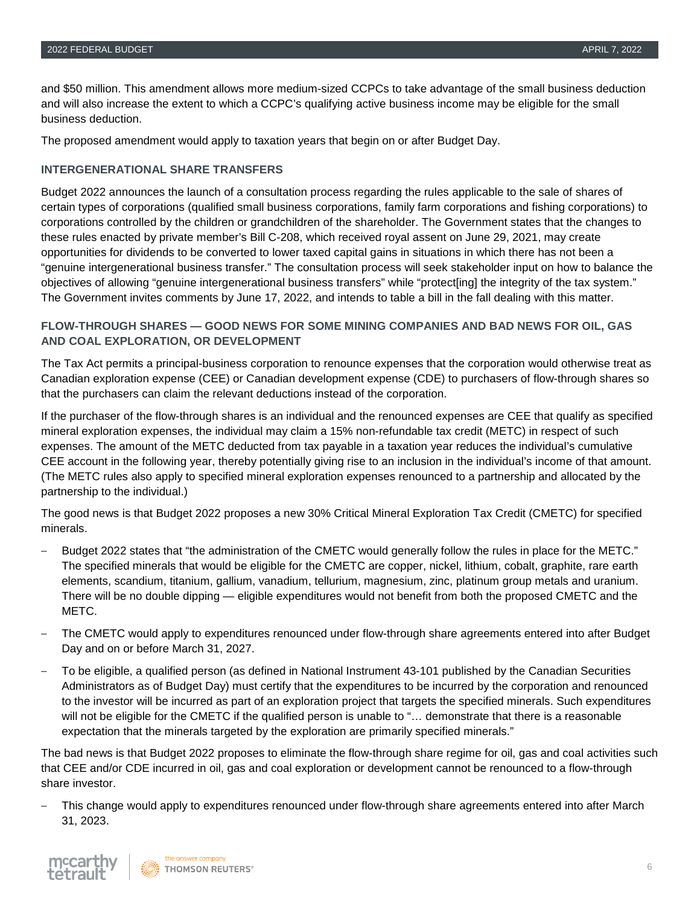and $50 million. This amendment allows more medium-sized CCPCs to take advantage of the small business deduction and will also increase the extent to which a CCPC's qualifying active business income may be eligible for the small business deduction.

The proposed amendment would apply to taxation years that begin on or after Budget Day.

### INTERGENERATIONAL SHARE TRANSFERS

Budget 2022 announces the launch of a consultation process regarding the rules applicable to the sale of shares of certain types of corporations (qualified small business corporations, family farm corporations and fishing corporations) to corporations controlled by the children or grandchildren of the shareholder. The Government states that the changes to these rules enacted by private member's Bill C-208, which received royal assent on June 29, 2021, may create opportunities for dividends to be converted to lower taxed capital gains in situations in which there has not been a "genuine intergenerational business transfer." The consultation process will seek stakeholder input on how to balance the objectives of allowing "genuine intergenerational business transfers" while "protect[ing] the integrity of the tax system." The Government invites comments by June 17, 2022, and intends to table a bill in the fall dealing with this matter.

### FLOW-THROUGH SHARES — GOOD NEWS FOR SOME MINING COMPANIES AND BAD NEWS FOR OIL, GAS AND COAL EXPLORATION, OR DEVELOPMENT

The Tax Act permits a principal-business corporation to renounce expenses that the corporation would otherwise treat as Canadian exploration expense (CEE) or Canadian development expense (CDE) to purchasers of flow-through shares so that the purchasers can claim the relevant deductions instead of the corporation.

If the purchaser of the flow-through shares is an individual and the renounced expenses are CEE that qualify as specified mineral exploration expenses, the individual may claim a 15% non-refundable tax credit (METC) in respect of such expenses. The amount of the METC deducted from tax payable in a taxation year reduces the individual's cumulative CEE account in the following year, thereby potentially giving rise to an inclusion in the individual's income of that amount. (The METC rules also apply to specified mineral exploration expenses renounced to a partnership and allocated by the partnership to the individual.)

The good news is that Budget 2022 proposes a new 30% Critical Mineral Exploration Tax Credit (CMETC) for specified minerals.

- Budget 2022 states that "the administration of the CMETC would generally follow the rules in place for the METC." The specified minerals that would be eligible for the CMETC are copper, nickel, lithium, cobalt, graphite, rare earth elements, scandium, titanium, gallium, vanadium, tellurium, magnesium, zinc, platinum group metals and uranium. There will be no double dipping — eligible expenditures would not benefit from both the proposed CMETC and the METC.
- The CMETC would apply to expenditures renounced under flow-through share agreements entered into after Budget Day and on or before March 31, 2027.
- To be eligible, a qualified person (as defined in National Instrument 43-101 published by the Canadian Securities Administrators as of Budget Day) must certify that the expenditures to be incurred by the corporation and renounced to the investor will be incurred as part of an exploration project that targets the specified minerals. Such expenditures will not be eligible for the CMETC if the qualified person is unable to "… demonstrate that there is a reasonable expectation that the minerals targeted by the exploration are primarily specified minerals."

The bad news is that Budget 2022 proposes to eliminate the flow-through share regime for oil, gas and coal activities such that CEE and/or CDE incurred in oil, gas and coal exploration or development cannot be renounced to a flow-through share investor.

- This change would apply to expenditures renounced under flow-through share agreements entered into after March 31, 2023.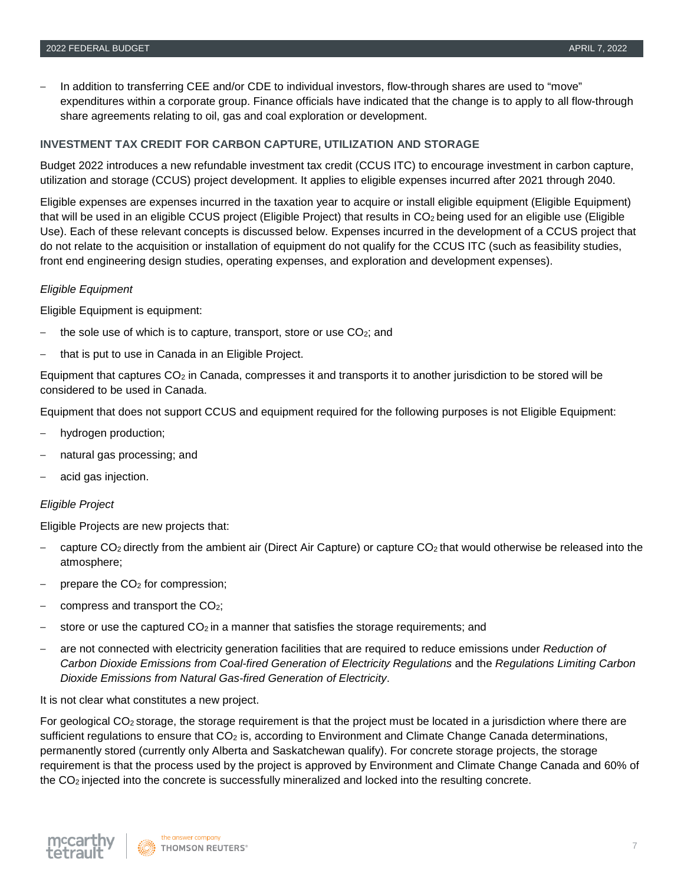- In addition to transferring CEE and/or CDE to individual investors, flow-through shares are used to "move" expenditures within a corporate group. Finance officials have indicated that the change is to apply to all flow-through share agreements relating to oil, gas and coal exploration or development.

## INVESTMENT TAX CREDIT FOR CARBON CAPTURE, UTILIZATION AND STORAGE

Budget 2022 introduces a new refundable investment tax credit (CCUS ITC) to encourage investment in carbon capture, utilization and storage (CCUS) project development. It applies to eligible expenses incurred after 2021 through 2040.

Eligible expenses are expenses incurred in the taxation year to acquire or install eligible equipment (Eligible Equipment) that will be used in an eligible CCUS project (Eligible Project) that results in $CO_2$ being used for an eligible use (Eligible Use). Each of these relevant concepts is discussed below. Expenses incurred in the development of a CCUS project that do not relate to the acquisition or installation of equipment do not qualify for the CCUS ITC (such as feasibility studies, front end engineering design studies, operating expenses, and exploration and development expenses).

*Eligible Equipment*

Eligible Equipment is equipment:

- the sole use of which is to capture, transport, store or use $CO_2$; and
- that is put to use in Canada in an Eligible Project.

Equipment that captures $CO_2$ in Canada, compresses it and transports it to another jurisdiction to be stored will be considered to be used in Canada.

Equipment that does not support CCUS and equipment required for the following purposes is not Eligible Equipment:

- hydrogen production;
- natural gas processing; and
- acid gas injection.

*Eligible Project*

Eligible Projects are new projects that:

- capture $CO_2$ directly from the ambient air (Direct Air Capture) or capture $CO_2$ that would otherwise be released into the atmosphere;
- prepare the $CO_2$ for compression;
- compress and transport the $CO_2$;
- store or use the captured $CO_2$ in a manner that satisfies the storage requirements; and
- are not connected with electricity generation facilities that are required to reduce emissions under *Reduction of Carbon Dioxide Emissions from Coal-fired Generation of Electricity Regulations* and the *Regulations Limiting Carbon Dioxide Emissions from Natural Gas-fired Generation of Electricity*.

It is not clear what constitutes a new project.

For geological $CO_2$ storage, the storage requirement is that the project must be located in a jurisdiction where there are sufficient regulations to ensure that $CO_2$ is, according to Environment and Climate Change Canada determinations, permanently stored (currently only Alberta and Saskatchewan qualify). For concrete storage projects, the storage requirement is that the process used by the project is approved by Environment and Climate Change Canada and 60% of the $CO_2$ injected into the concrete is successfully mineralized and locked into the resulting concrete.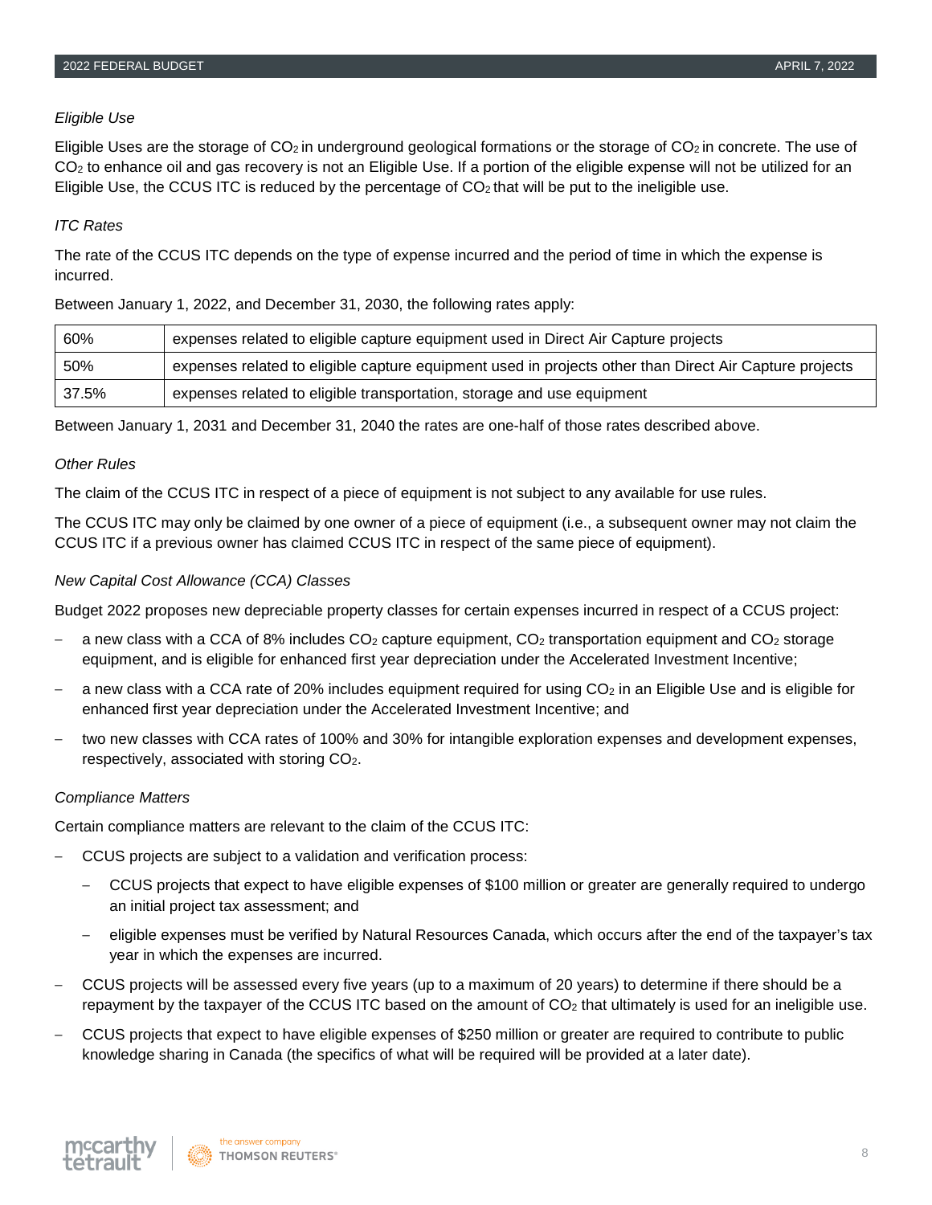*Eligible Use*

Eligible Uses are the storage of $CO_2$ in underground geological formations or the storage of $CO_2$ in concrete. The use of $CO_2$ to enhance oil and gas recovery is not an Eligible Use. If a portion of the eligible expense will not be utilized for an Eligible Use, the CCUS ITC is reduced by the percentage of $CO_2$ that will be put to the ineligible use.

*ITC Rates*

The rate of the CCUS ITC depends on the type of expense incurred and the period of time in which the expense is incurred.

Between January 1, 2022, and December 31, 2030, the following rates apply:

| | |
|---|---|
| 60% | expenses related to eligible capture equipment used in Direct Air Capture projects |
| 50% | expenses related to eligible capture equipment used in projects other than Direct Air Capture projects |
| 37.5% | expenses related to eligible transportation, storage and use equipment |

Between January 1, 2031 and December 31, 2040 the rates are one-half of those rates described above.

*Other Rules*

The claim of the CCUS ITC in respect of a piece of equipment is not subject to any available for use rules.

The CCUS ITC may only be claimed by one owner of a piece of equipment (i.e., a subsequent owner may not claim the CCUS ITC if a previous owner has claimed CCUS ITC in respect of the same piece of equipment).

*New Capital Cost Allowance (CCA) Classes*

Budget 2022 proposes new depreciable property classes for certain expenses incurred in respect of a CCUS project:

- a new class with a CCA of 8% includes $CO_2$ capture equipment, $CO_2$ transportation equipment and $CO_2$ storage equipment, and is eligible for enhanced first year depreciation under the Accelerated Investment Incentive;
- a new class with a CCA rate of 20% includes equipment required for using $CO_2$ in an Eligible Use and is eligible for enhanced first year depreciation under the Accelerated Investment Incentive; and
- two new classes with CCA rates of 100% and 30% for intangible exploration expenses and development expenses, respectively, associated with storing $CO_2$.

*Compliance Matters*

Certain compliance matters are relevant to the claim of the CCUS ITC:

- CCUS projects are subject to a validation and verification process:
  - CCUS projects that expect to have eligible expenses of $100 million or greater are generally required to undergo an initial project tax assessment; and
  - eligible expenses must be verified by Natural Resources Canada, which occurs after the end of the taxpayer's tax year in which the expenses are incurred.
- CCUS projects will be assessed every five years (up to a maximum of 20 years) to determine if there should be a repayment by the taxpayer of the CCUS ITC based on the amount of $CO_2$ that ultimately is used for an ineligible use.
- CCUS projects that expect to have eligible expenses of $250 million or greater are required to contribute to public knowledge sharing in Canada (the specifics of what will be required will be provided at a later date).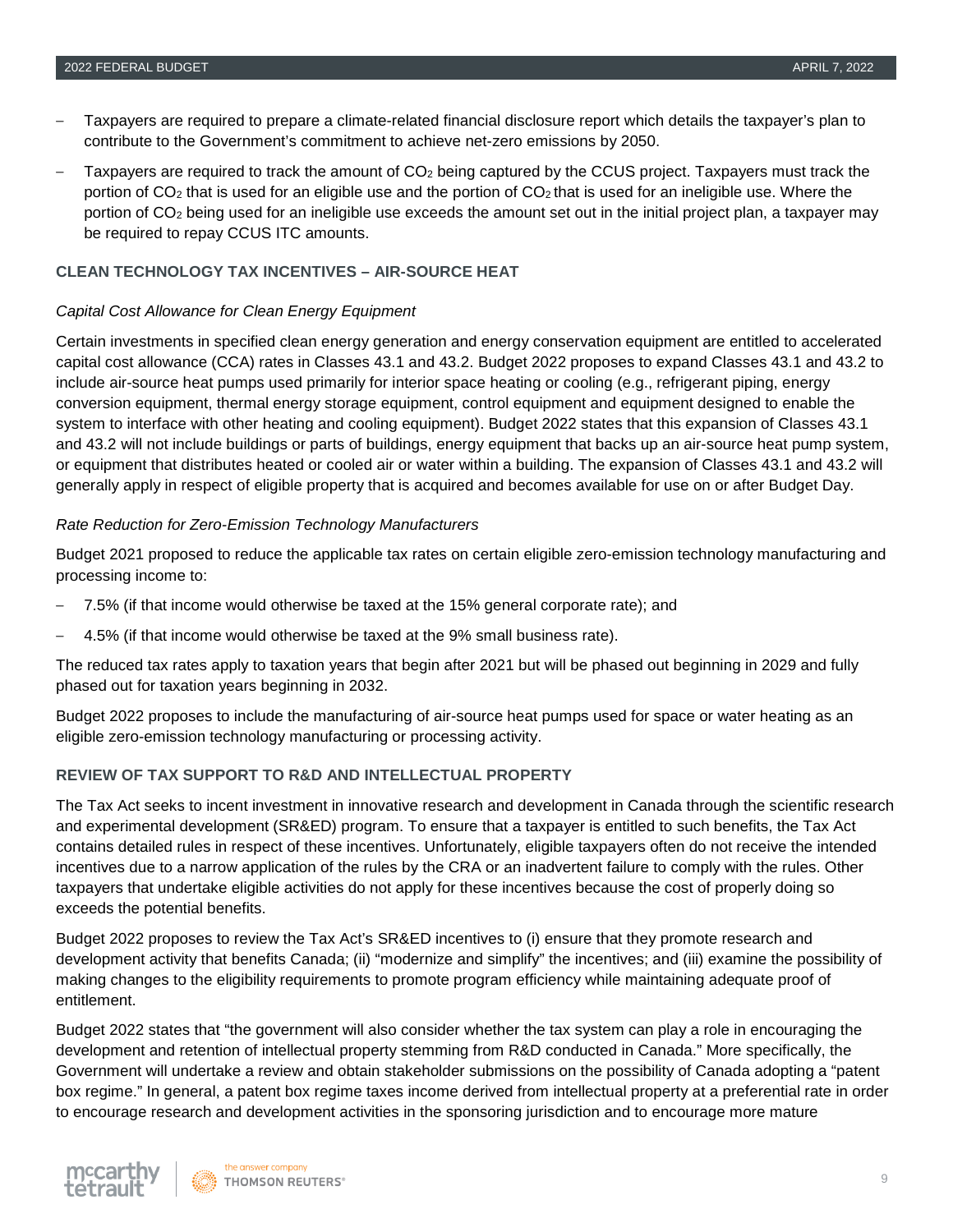- Taxpayers are required to prepare a climate-related financial disclosure report which details the taxpayer's plan to contribute to the Government's commitment to achieve net-zero emissions by 2050.
- Taxpayers are required to track the amount of $CO_2$ being captured by the CCUS project. Taxpayers must track the portion of $CO_2$ that is used for an eligible use and the portion of $CO_2$ that is used for an ineligible use. Where the portion of $CO_2$ being used for an ineligible use exceeds the amount set out in the initial project plan, a taxpayer may be required to repay CCUS ITC amounts.

### CLEAN TECHNOLOGY TAX INCENTIVES – AIR-SOURCE HEAT

*Capital Cost Allowance for Clean Energy Equipment*

Certain investments in specified clean energy generation and energy conservation equipment are entitled to accelerated capital cost allowance (CCA) rates in Classes 43.1 and 43.2. Budget 2022 proposes to expand Classes 43.1 and 43.2 to include air-source heat pumps used primarily for interior space heating or cooling (e.g., refrigerant piping, energy conversion equipment, thermal energy storage equipment, control equipment and equipment designed to enable the system to interface with other heating and cooling equipment). Budget 2022 states that this expansion of Classes 43.1 and 43.2 will not include buildings or parts of buildings, energy equipment that backs up an air-source heat pump system, or equipment that distributes heated or cooled air or water within a building. The expansion of Classes 43.1 and 43.2 will generally apply in respect of eligible property that is acquired and becomes available for use on or after Budget Day.

*Rate Reduction for Zero-Emission Technology Manufacturers*

Budget 2021 proposed to reduce the applicable tax rates on certain eligible zero-emission technology manufacturing and processing income to:

- 7.5% (if that income would otherwise be taxed at the 15% general corporate rate); and
- 4.5% (if that income would otherwise be taxed at the 9% small business rate).

The reduced tax rates apply to taxation years that begin after 2021 but will be phased out beginning in 2029 and fully phased out for taxation years beginning in 2032.

Budget 2022 proposes to include the manufacturing of air-source heat pumps used for space or water heating as an eligible zero-emission technology manufacturing or processing activity.

### REVIEW OF TAX SUPPORT TO R&D AND INTELLECTUAL PROPERTY

The Tax Act seeks to incent investment in innovative research and development in Canada through the scientific research and experimental development (SR&ED) program. To ensure that a taxpayer is entitled to such benefits, the Tax Act contains detailed rules in respect of these incentives. Unfortunately, eligible taxpayers often do not receive the intended incentives due to a narrow application of the rules by the CRA or an inadvertent failure to comply with the rules. Other taxpayers that undertake eligible activities do not apply for these incentives because the cost of properly doing so exceeds the potential benefits.

Budget 2022 proposes to review the Tax Act's SR&ED incentives to (i) ensure that they promote research and development activity that benefits Canada; (ii) "modernize and simplify" the incentives; and (iii) examine the possibility of making changes to the eligibility requirements to promote program efficiency while maintaining adequate proof of entitlement.

Budget 2022 states that "the government will also consider whether the tax system can play a role in encouraging the development and retention of intellectual property stemming from R&D conducted in Canada." More specifically, the Government will undertake a review and obtain stakeholder submissions on the possibility of Canada adopting a "patent box regime." In general, a patent box regime taxes income derived from intellectual property at a preferential rate in order to encourage research and development activities in the sponsoring jurisdiction and to encourage more mature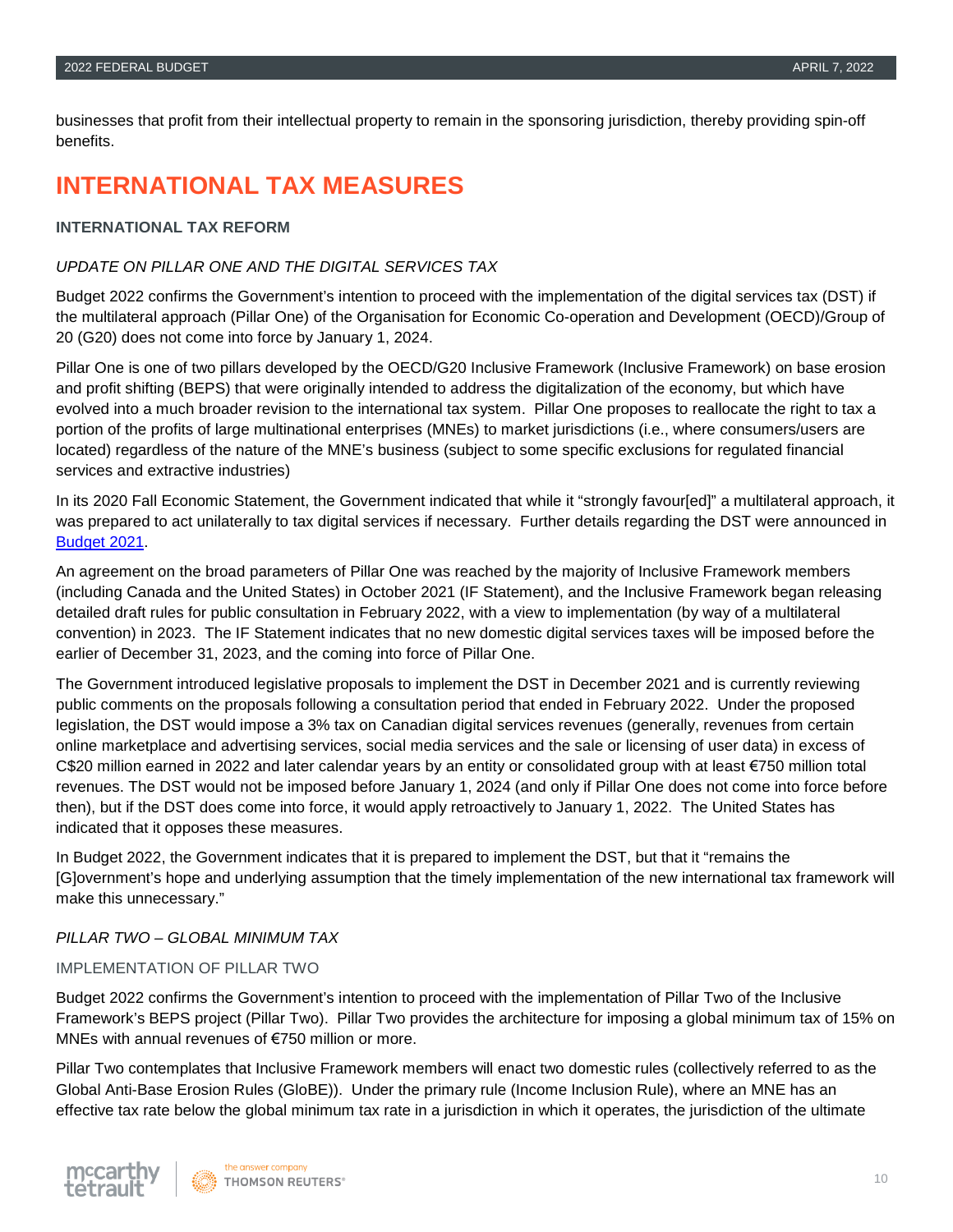businesses that profit from their intellectual property to remain in the sponsoring jurisdiction, thereby providing spin-off benefits.

# INTERNATIONAL TAX MEASURES

## INTERNATIONAL TAX REFORM

### *UPDATE ON PILLAR ONE AND THE DIGITAL SERVICES TAX*

Budget 2022 confirms the Government's intention to proceed with the implementation of the digital services tax (DST) if the multilateral approach (Pillar One) of the Organisation for Economic Co-operation and Development (OECD)/Group of 20 (G20) does not come into force by January 1, 2024.

Pillar One is one of two pillars developed by the OECD/G20 Inclusive Framework (Inclusive Framework) on base erosion and profit shifting (BEPS) that were originally intended to address the digitalization of the economy, but which have evolved into a much broader revision to the international tax system. Pillar One proposes to reallocate the right to tax a portion of the profits of large multinational enterprises (MNEs) to market jurisdictions (i.e., where consumers/users are located) regardless of the nature of the MNE's business (subject to some specific exclusions for regulated financial services and extractive industries)

In its 2020 Fall Economic Statement, the Government indicated that while it "strongly favour[ed]" a multilateral approach, it was prepared to act unilaterally to tax digital services if necessary. Further details regarding the DST were announced in Budget 2021.

An agreement on the broad parameters of Pillar One was reached by the majority of Inclusive Framework members (including Canada and the United States) in October 2021 (IF Statement), and the Inclusive Framework began releasing detailed draft rules for public consultation in February 2022, with a view to implementation (by way of a multilateral convention) in 2023. The IF Statement indicates that no new domestic digital services taxes will be imposed before the earlier of December 31, 2023, and the coming into force of Pillar One.

The Government introduced legislative proposals to implement the DST in December 2021 and is currently reviewing public comments on the proposals following a consultation period that ended in February 2022. Under the proposed legislation, the DST would impose a 3% tax on Canadian digital services revenues (generally, revenues from certain online marketplace and advertising services, social media services and the sale or licensing of user data) in excess of C$20 million earned in 2022 and later calendar years by an entity or consolidated group with at least €750 million total revenues. The DST would not be imposed before January 1, 2024 (and only if Pillar One does not come into force before then), but if the DST does come into force, it would apply retroactively to January 1, 2022. The United States has indicated that it opposes these measures.

In Budget 2022, the Government indicates that it is prepared to implement the DST, but that it "remains the [G]overnment's hope and underlying assumption that the timely implementation of the new international tax framework will make this unnecessary."

### *PILLAR TWO – GLOBAL MINIMUM TAX*

#### IMPLEMENTATION OF PILLAR TWO

Budget 2022 confirms the Government's intention to proceed with the implementation of Pillar Two of the Inclusive Framework's BEPS project (Pillar Two). Pillar Two provides the architecture for imposing a global minimum tax of 15% on MNEs with annual revenues of €750 million or more.

Pillar Two contemplates that Inclusive Framework members will enact two domestic rules (collectively referred to as the Global Anti-Base Erosion Rules (GloBE)). Under the primary rule (Income Inclusion Rule), where an MNE has an effective tax rate below the global minimum tax rate in a jurisdiction in which it operates, the jurisdiction of the ultimate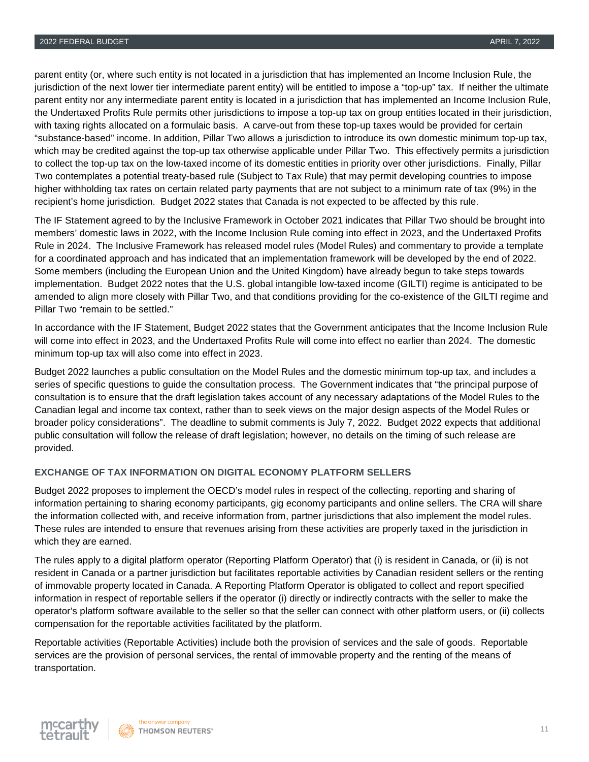parent entity (or, where such entity is not located in a jurisdiction that has implemented an Income Inclusion Rule, the jurisdiction of the next lower tier intermediate parent entity) will be entitled to impose a "top-up" tax. If neither the ultimate parent entity nor any intermediate parent entity is located in a jurisdiction that has implemented an Income Inclusion Rule, the Undertaxed Profits Rule permits other jurisdictions to impose a top-up tax on group entities located in their jurisdiction, with taxing rights allocated on a formulaic basis. A carve-out from these top-up taxes would be provided for certain "substance-based" income. In addition, Pillar Two allows a jurisdiction to introduce its own domestic minimum top-up tax, which may be credited against the top-up tax otherwise applicable under Pillar Two. This effectively permits a jurisdiction to collect the top-up tax on the low-taxed income of its domestic entities in priority over other jurisdictions. Finally, Pillar Two contemplates a potential treaty-based rule (Subject to Tax Rule) that may permit developing countries to impose higher withholding tax rates on certain related party payments that are not subject to a minimum rate of tax (9%) in the recipient's home jurisdiction. Budget 2022 states that Canada is not expected to be affected by this rule.

The IF Statement agreed to by the Inclusive Framework in October 2021 indicates that Pillar Two should be brought into members' domestic laws in 2022, with the Income Inclusion Rule coming into effect in 2023, and the Undertaxed Profits Rule in 2024. The Inclusive Framework has released model rules (Model Rules) and commentary to provide a template for a coordinated approach and has indicated that an implementation framework will be developed by the end of 2022. Some members (including the European Union and the United Kingdom) have already begun to take steps towards implementation. Budget 2022 notes that the U.S. global intangible low-taxed income (GILTI) regime is anticipated to be amended to align more closely with Pillar Two, and that conditions providing for the co-existence of the GILTI regime and Pillar Two "remain to be settled."

In accordance with the IF Statement, Budget 2022 states that the Government anticipates that the Income Inclusion Rule will come into effect in 2023, and the Undertaxed Profits Rule will come into effect no earlier than 2024. The domestic minimum top-up tax will also come into effect in 2023.

Budget 2022 launches a public consultation on the Model Rules and the domestic minimum top-up tax, and includes a series of specific questions to guide the consultation process. The Government indicates that "the principal purpose of consultation is to ensure that the draft legislation takes account of any necessary adaptations of the Model Rules to the Canadian legal and income tax context, rather than to seek views on the major design aspects of the Model Rules or broader policy considerations". The deadline to submit comments is July 7, 2022. Budget 2022 expects that additional public consultation will follow the release of draft legislation; however, no details on the timing of such release are provided.

### EXCHANGE OF TAX INFORMATION ON DIGITAL ECONOMY PLATFORM SELLERS

Budget 2022 proposes to implement the OECD's model rules in respect of the collecting, reporting and sharing of information pertaining to sharing economy participants, gig economy participants and online sellers. The CRA will share the information collected with, and receive information from, partner jurisdictions that also implement the model rules. These rules are intended to ensure that revenues arising from these activities are properly taxed in the jurisdiction in which they are earned.

The rules apply to a digital platform operator (Reporting Platform Operator) that (i) is resident in Canada, or (ii) is not resident in Canada or a partner jurisdiction but facilitates reportable activities by Canadian resident sellers or the renting of immovable property located in Canada. A Reporting Platform Operator is obligated to collect and report specified information in respect of reportable sellers if the operator (i) directly or indirectly contracts with the seller to make the operator's platform software available to the seller so that the seller can connect with other platform users, or (ii) collects compensation for the reportable activities facilitated by the platform.

Reportable activities (Reportable Activities) include both the provision of services and the sale of goods. Reportable services are the provision of personal services, the rental of immovable property and the renting of the means of transportation.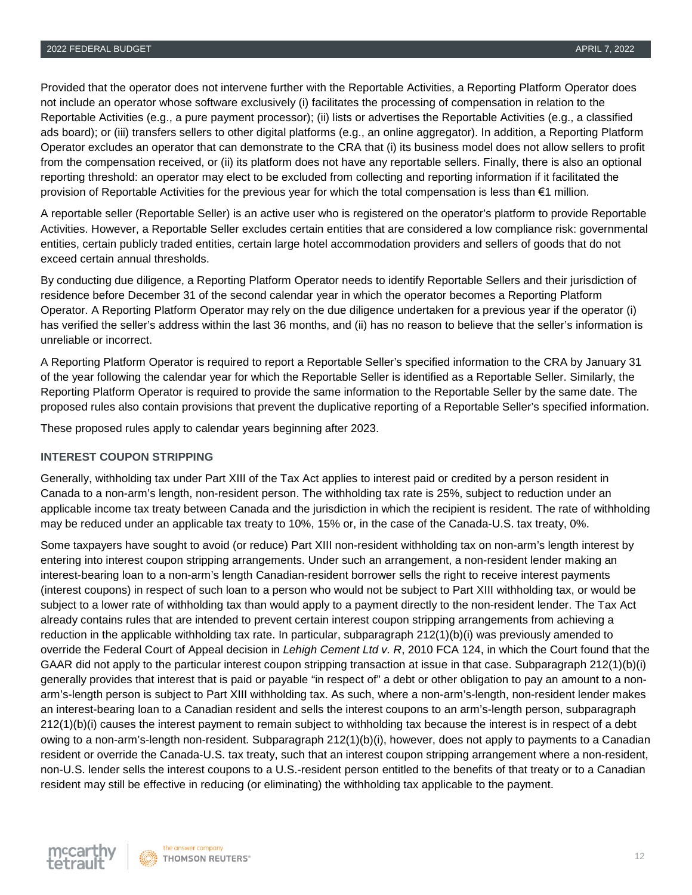Provided that the operator does not intervene further with the Reportable Activities, a Reporting Platform Operator does not include an operator whose software exclusively (i) facilitates the processing of compensation in relation to the Reportable Activities (e.g., a pure payment processor); (ii) lists or advertises the Reportable Activities (e.g., a classified ads board); or (iii) transfers sellers to other digital platforms (e.g., an online aggregator). In addition, a Reporting Platform Operator excludes an operator that can demonstrate to the CRA that (i) its business model does not allow sellers to profit from the compensation received, or (ii) its platform does not have any reportable sellers. Finally, there is also an optional reporting threshold: an operator may elect to be excluded from collecting and reporting information if it facilitated the provision of Reportable Activities for the previous year for which the total compensation is less than €1 million.

A reportable seller (Reportable Seller) is an active user who is registered on the operator's platform to provide Reportable Activities. However, a Reportable Seller excludes certain entities that are considered a low compliance risk: governmental entities, certain publicly traded entities, certain large hotel accommodation providers and sellers of goods that do not exceed certain annual thresholds.

By conducting due diligence, a Reporting Platform Operator needs to identify Reportable Sellers and their jurisdiction of residence before December 31 of the second calendar year in which the operator becomes a Reporting Platform Operator. A Reporting Platform Operator may rely on the due diligence undertaken for a previous year if the operator (i) has verified the seller's address within the last 36 months, and (ii) has no reason to believe that the seller's information is unreliable or incorrect.

A Reporting Platform Operator is required to report a Reportable Seller's specified information to the CRA by January 31 of the year following the calendar year for which the Reportable Seller is identified as a Reportable Seller. Similarly, the Reporting Platform Operator is required to provide the same information to the Reportable Seller by the same date. The proposed rules also contain provisions that prevent the duplicative reporting of a Reportable Seller's specified information.

These proposed rules apply to calendar years beginning after 2023.

### INTEREST COUPON STRIPPING

Generally, withholding tax under Part XIII of the Tax Act applies to interest paid or credited by a person resident in Canada to a non-arm's length, non-resident person. The withholding tax rate is 25%, subject to reduction under an applicable income tax treaty between Canada and the jurisdiction in which the recipient is resident. The rate of withholding may be reduced under an applicable tax treaty to 10%, 15% or, in the case of the Canada-U.S. tax treaty, 0%.

Some taxpayers have sought to avoid (or reduce) Part XIII non-resident withholding tax on non-arm's length interest by entering into interest coupon stripping arrangements. Under such an arrangement, a non-resident lender making an interest-bearing loan to a non-arm's length Canadian-resident borrower sells the right to receive interest payments (interest coupons) in respect of such loan to a person who would not be subject to Part XIII withholding tax, or would be subject to a lower rate of withholding tax than would apply to a payment directly to the non-resident lender. The Tax Act already contains rules that are intended to prevent certain interest coupon stripping arrangements from achieving a reduction in the applicable withholding tax rate. In particular, subparagraph 212(1)(b)(i) was previously amended to override the Federal Court of Appeal decision in *Lehigh Cement Ltd v. R*, 2010 FCA 124, in which the Court found that the GAAR did not apply to the particular interest coupon stripping transaction at issue in that case. Subparagraph 212(1)(b)(i) generally provides that interest that is paid or payable "in respect of" a debt or other obligation to pay an amount to a non-arm's-length person is subject to Part XIII withholding tax. As such, where a non-arm's-length, non-resident lender makes an interest-bearing loan to a Canadian resident and sells the interest coupons to an arm's-length person, subparagraph 212(1)(b)(i) causes the interest payment to remain subject to withholding tax because the interest is in respect of a debt owing to a non-arm's-length non-resident. Subparagraph 212(1)(b)(i), however, does not apply to payments to a Canadian resident or override the Canada-U.S. tax treaty, such that an interest coupon stripping arrangement where a non-resident, non-U.S. lender sells the interest coupons to a U.S.-resident person entitled to the benefits of that treaty or to a Canadian resident may still be effective in reducing (or eliminating) the withholding tax applicable to the payment.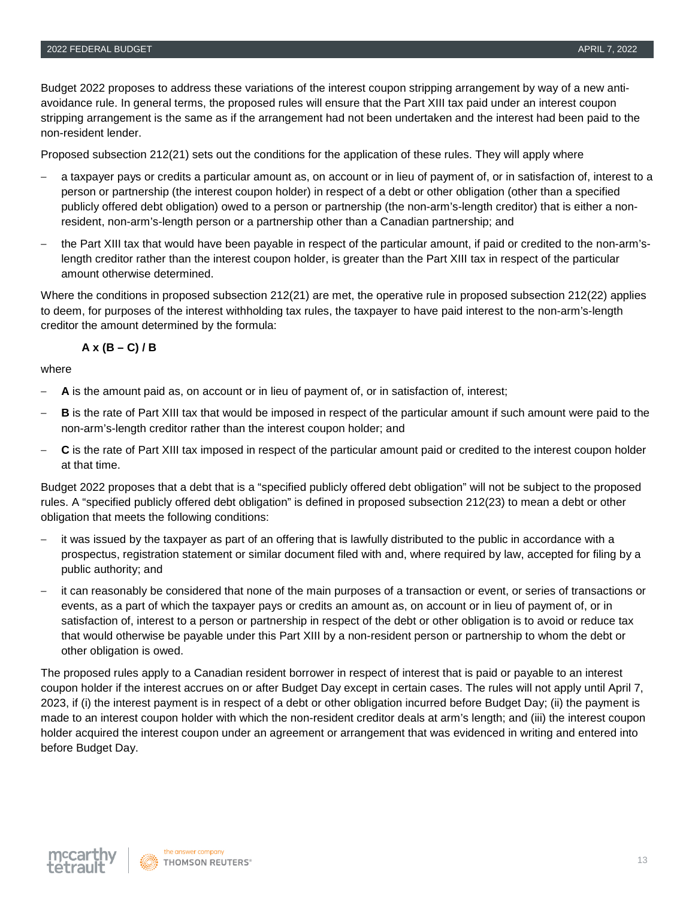Budget 2022 proposes to address these variations of the interest coupon stripping arrangement by way of a new anti-avoidance rule. In general terms, the proposed rules will ensure that the Part XIII tax paid under an interest coupon stripping arrangement is the same as if the arrangement had not been undertaken and the interest had been paid to the non-resident lender.

Proposed subsection 212(21) sets out the conditions for the application of these rules. They will apply where

- a taxpayer pays or credits a particular amount as, on account or in lieu of payment of, or in satisfaction of, interest to a person or partnership (the interest coupon holder) in respect of a debt or other obligation (other than a specified publicly offered debt obligation) owed to a person or partnership (the non-arm's-length creditor) that is either a non-resident, non-arm's-length person or a partnership other than a Canadian partnership; and
- the Part XIII tax that would have been payable in respect of the particular amount, if paid or credited to the non-arm's-length creditor rather than the interest coupon holder, is greater than the Part XIII tax in respect of the particular amount otherwise determined.

Where the conditions in proposed subsection 212(21) are met, the operative rule in proposed subsection 212(22) applies to deem, for purposes of the interest withholding tax rules, the taxpayer to have paid interest to the non-arm's-length creditor the amount determined by the formula:

$$\mathbf{A \times (B - C) / B}$$

where

- **A** is the amount paid as, on account or in lieu of payment of, or in satisfaction of, interest;
- **B** is the rate of Part XIII tax that would be imposed in respect of the particular amount if such amount were paid to the non-arm's-length creditor rather than the interest coupon holder; and
- **C** is the rate of Part XIII tax imposed in respect of the particular amount paid or credited to the interest coupon holder at that time.

Budget 2022 proposes that a debt that is a "specified publicly offered debt obligation" will not be subject to the proposed rules. A "specified publicly offered debt obligation" is defined in proposed subsection 212(23) to mean a debt or other obligation that meets the following conditions:

- it was issued by the taxpayer as part of an offering that is lawfully distributed to the public in accordance with a prospectus, registration statement or similar document filed with and, where required by law, accepted for filing by a public authority; and
- it can reasonably be considered that none of the main purposes of a transaction or event, or series of transactions or events, as a part of which the taxpayer pays or credits an amount as, on account or in lieu of payment of, or in satisfaction of, interest to a person or partnership in respect of the debt or other obligation is to avoid or reduce tax that would otherwise be payable under this Part XIII by a non-resident person or partnership to whom the debt or other obligation is owed.

The proposed rules apply to a Canadian resident borrower in respect of interest that is paid or payable to an interest coupon holder if the interest accrues on or after Budget Day except in certain cases. The rules will not apply until April 7, 2023, if (i) the interest payment is in respect of a debt or other obligation incurred before Budget Day; (ii) the payment is made to an interest coupon holder with which the non-resident creditor deals at arm's length; and (iii) the interest coupon holder acquired the interest coupon under an agreement or arrangement that was evidenced in writing and entered into before Budget Day.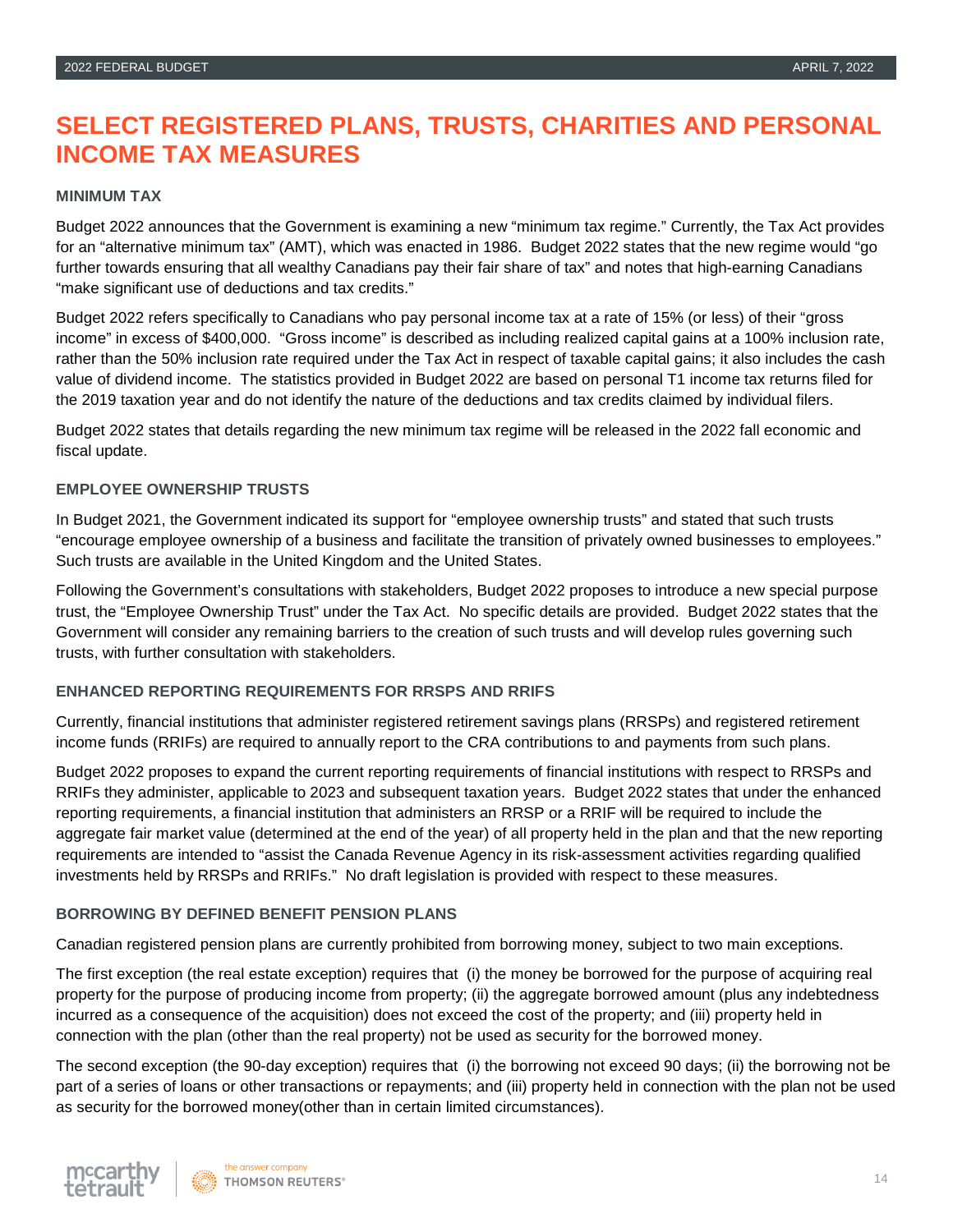# SELECT REGISTERED PLANS, TRUSTS, CHARITIES AND PERSONAL INCOME TAX MEASURES

### MINIMUM TAX

Budget 2022 announces that the Government is examining a new "minimum tax regime." Currently, the Tax Act provides for an "alternative minimum tax" (AMT), which was enacted in 1986. Budget 2022 states that the new regime would "go further towards ensuring that all wealthy Canadians pay their fair share of tax" and notes that high-earning Canadians "make significant use of deductions and tax credits."

Budget 2022 refers specifically to Canadians who pay personal income tax at a rate of 15% (or less) of their "gross income" in excess of $400,000. "Gross income" is described as including realized capital gains at a 100% inclusion rate, rather than the 50% inclusion rate required under the Tax Act in respect of taxable capital gains; it also includes the cash value of dividend income. The statistics provided in Budget 2022 are based on personal T1 income tax returns filed for the 2019 taxation year and do not identify the nature of the deductions and tax credits claimed by individual filers.

Budget 2022 states that details regarding the new minimum tax regime will be released in the 2022 fall economic and fiscal update.

### EMPLOYEE OWNERSHIP TRUSTS

In Budget 2021, the Government indicated its support for "employee ownership trusts" and stated that such trusts "encourage employee ownership of a business and facilitate the transition of privately owned businesses to employees." Such trusts are available in the United Kingdom and the United States.

Following the Government's consultations with stakeholders, Budget 2022 proposes to introduce a new special purpose trust, the "Employee Ownership Trust" under the Tax Act. No specific details are provided. Budget 2022 states that the Government will consider any remaining barriers to the creation of such trusts and will develop rules governing such trusts, with further consultation with stakeholders.

### ENHANCED REPORTING REQUIREMENTS FOR RRSPS AND RRIFS

Currently, financial institutions that administer registered retirement savings plans (RRSPs) and registered retirement income funds (RRIFs) are required to annually report to the CRA contributions to and payments from such plans.

Budget 2022 proposes to expand the current reporting requirements of financial institutions with respect to RRSPs and RRIFs they administer, applicable to 2023 and subsequent taxation years. Budget 2022 states that under the enhanced reporting requirements, a financial institution that administers an RRSP or a RRIF will be required to include the aggregate fair market value (determined at the end of the year) of all property held in the plan and that the new reporting requirements are intended to "assist the Canada Revenue Agency in its risk-assessment activities regarding qualified investments held by RRSPs and RRIFs." No draft legislation is provided with respect to these measures.

### BORROWING BY DEFINED BENEFIT PENSION PLANS

Canadian registered pension plans are currently prohibited from borrowing money, subject to two main exceptions.

The first exception (the real estate exception) requires that (i) the money be borrowed for the purpose of acquiring real property for the purpose of producing income from property; (ii) the aggregate borrowed amount (plus any indebtedness incurred as a consequence of the acquisition) does not exceed the cost of the property; and (iii) property held in connection with the plan (other than the real property) not be used as security for the borrowed money.

The second exception (the 90-day exception) requires that (i) the borrowing not exceed 90 days; (ii) the borrowing not be part of a series of loans or other transactions or repayments; and (iii) property held in connection with the plan not be used as security for the borrowed money(other than in certain limited circumstances).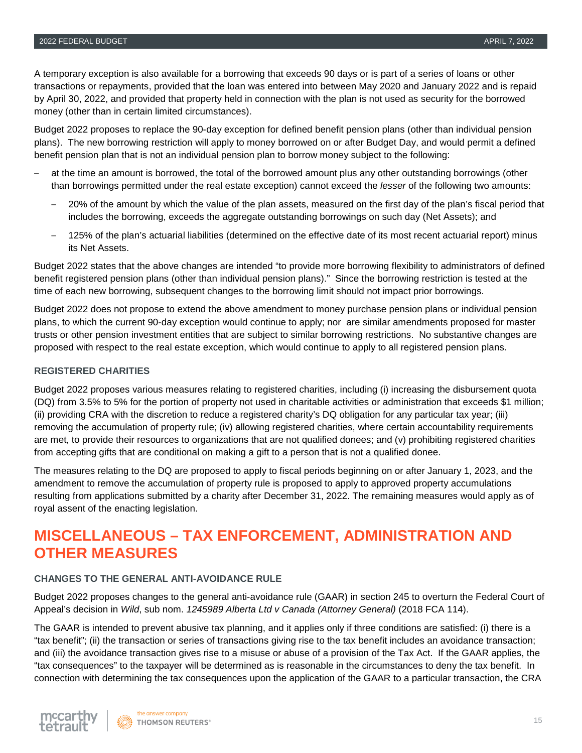A temporary exception is also available for a borrowing that exceeds 90 days or is part of a series of loans or other transactions or repayments, provided that the loan was entered into between May 2020 and January 2022 and is repaid by April 30, 2022, and provided that property held in connection with the plan is not used as security for the borrowed money (other than in certain limited circumstances).

Budget 2022 proposes to replace the 90-day exception for defined benefit pension plans (other than individual pension plans). The new borrowing restriction will apply to money borrowed on or after Budget Day, and would permit a defined benefit pension plan that is not an individual pension plan to borrow money subject to the following:

- at the time an amount is borrowed, the total of the borrowed amount plus any other outstanding borrowings (other than borrowings permitted under the real estate exception) cannot exceed the *lesser* of the following two amounts:
  - 20% of the amount by which the value of the plan assets, measured on the first day of the plan's fiscal period that includes the borrowing, exceeds the aggregate outstanding borrowings on such day (Net Assets); and
  - 125% of the plan's actuarial liabilities (determined on the effective date of its most recent actuarial report) minus its Net Assets.

Budget 2022 states that the above changes are intended "to provide more borrowing flexibility to administrators of defined benefit registered pension plans (other than individual pension plans)." Since the borrowing restriction is tested at the time of each new borrowing, subsequent changes to the borrowing limit should not impact prior borrowings.

Budget 2022 does not propose to extend the above amendment to money purchase pension plans or individual pension plans, to which the current 90-day exception would continue to apply; nor are similar amendments proposed for master trusts or other pension investment entities that are subject to similar borrowing restrictions. No substantive changes are proposed with respect to the real estate exception, which would continue to apply to all registered pension plans.

### REGISTERED CHARITIES

Budget 2022 proposes various measures relating to registered charities, including (i) increasing the disbursement quota (DQ) from 3.5% to 5% for the portion of property not used in charitable activities or administration that exceeds $1 million; (ii) providing CRA with the discretion to reduce a registered charity's DQ obligation for any particular tax year; (iii) removing the accumulation of property rule; (iv) allowing registered charities, where certain accountability requirements are met, to provide their resources to organizations that are not qualified donees; and (v) prohibiting registered charities from accepting gifts that are conditional on making a gift to a person that is not a qualified donee.

The measures relating to the DQ are proposed to apply to fiscal periods beginning on or after January 1, 2023, and the amendment to remove the accumulation of property rule is proposed to apply to approved property accumulations resulting from applications submitted by a charity after December 31, 2022. The remaining measures would apply as of royal assent of the enacting legislation.

## MISCELLANEOUS – TAX ENFORCEMENT, ADMINISTRATION AND OTHER MEASURES

### CHANGES TO THE GENERAL ANTI-AVOIDANCE RULE

Budget 2022 proposes changes to the general anti-avoidance rule (GAAR) in section 245 to overturn the Federal Court of Appeal's decision in *Wild*, sub nom. *1245989 Alberta Ltd v Canada (Attorney General)* (2018 FCA 114).

The GAAR is intended to prevent abusive tax planning, and it applies only if three conditions are satisfied: (i) there is a "tax benefit"; (ii) the transaction or series of transactions giving rise to the tax benefit includes an avoidance transaction; and (iii) the avoidance transaction gives rise to a misuse or abuse of a provision of the Tax Act. If the GAAR applies, the "tax consequences" to the taxpayer will be determined as is reasonable in the circumstances to deny the tax benefit. In connection with determining the tax consequences upon the application of the GAAR to a particular transaction, the CRA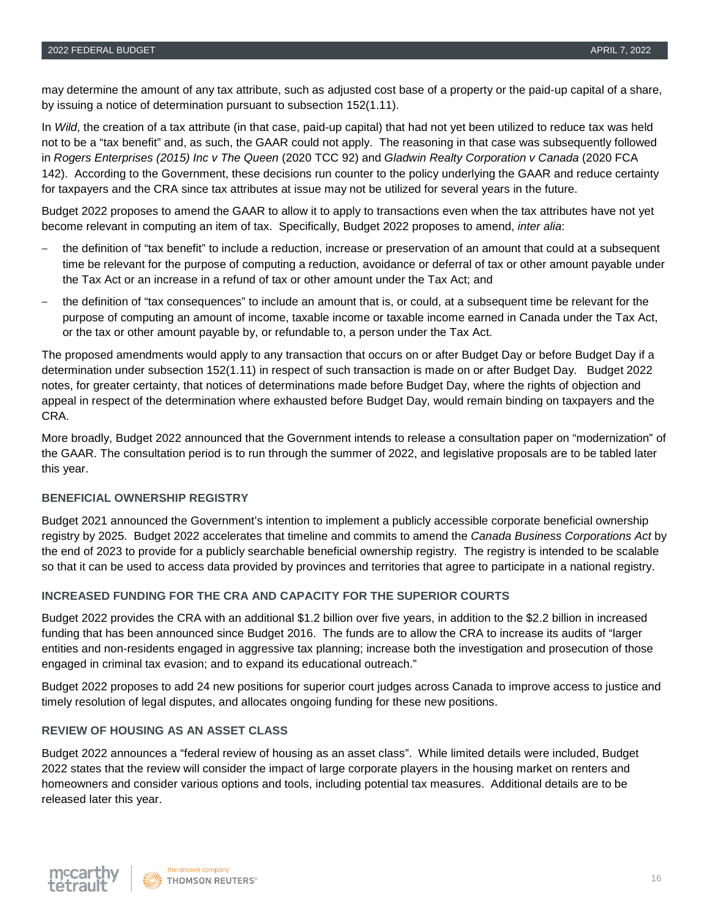may determine the amount of any tax attribute, such as adjusted cost base of a property or the paid-up capital of a share, by issuing a notice of determination pursuant to subsection 152(1.11).

In *Wild*, the creation of a tax attribute (in that case, paid-up capital) that had not yet been utilized to reduce tax was held not to be a "tax benefit" and, as such, the GAAR could not apply. The reasoning in that case was subsequently followed in *Rogers Enterprises (2015) Inc v The Queen* (2020 TCC 92) and *Gladwin Realty Corporation v Canada* (2020 FCA 142). According to the Government, these decisions run counter to the policy underlying the GAAR and reduce certainty for taxpayers and the CRA since tax attributes at issue may not be utilized for several years in the future.

Budget 2022 proposes to amend the GAAR to allow it to apply to transactions even when the tax attributes have not yet become relevant in computing an item of tax. Specifically, Budget 2022 proposes to amend, *inter alia*:

- the definition of "tax benefit" to include a reduction, increase or preservation of an amount that could at a subsequent time be relevant for the purpose of computing a reduction, avoidance or deferral of tax or other amount payable under the Tax Act or an increase in a refund of tax or other amount under the Tax Act; and
- the definition of "tax consequences" to include an amount that is, or could, at a subsequent time be relevant for the purpose of computing an amount of income, taxable income or taxable income earned in Canada under the Tax Act, or the tax or other amount payable by, or refundable to, a person under the Tax Act.

The proposed amendments would apply to any transaction that occurs on or after Budget Day or before Budget Day if a determination under subsection 152(1.11) in respect of such transaction is made on or after Budget Day. Budget 2022 notes, for greater certainty, that notices of determinations made before Budget Day, where the rights of objection and appeal in respect of the determination where exhausted before Budget Day, would remain binding on taxpayers and the CRA.

More broadly, Budget 2022 announced that the Government intends to release a consultation paper on "modernization" of the GAAR. The consultation period is to run through the summer of 2022, and legislative proposals are to be tabled later this year.

### BENEFICIAL OWNERSHIP REGISTRY

Budget 2021 announced the Government's intention to implement a publicly accessible corporate beneficial ownership registry by 2025. Budget 2022 accelerates that timeline and commits to amend the *Canada Business Corporations Act* by the end of 2023 to provide for a publicly searchable beneficial ownership registry. The registry is intended to be scalable so that it can be used to access data provided by provinces and territories that agree to participate in a national registry.

### INCREASED FUNDING FOR THE CRA AND CAPACITY FOR THE SUPERIOR COURTS

Budget 2022 provides the CRA with an additional $1.2 billion over five years, in addition to the $2.2 billion in increased funding that has been announced since Budget 2016. The funds are to allow the CRA to increase its audits of "larger entities and non-residents engaged in aggressive tax planning; increase both the investigation and prosecution of those engaged in criminal tax evasion; and to expand its educational outreach."

Budget 2022 proposes to add 24 new positions for superior court judges across Canada to improve access to justice and timely resolution of legal disputes, and allocates ongoing funding for these new positions.

### REVIEW OF HOUSING AS AN ASSET CLASS

Budget 2022 announces a "federal review of housing as an asset class". While limited details were included, Budget 2022 states that the review will consider the impact of large corporate players in the housing market on renters and homeowners and consider various options and tools, including potential tax measures. Additional details are to be released later this year.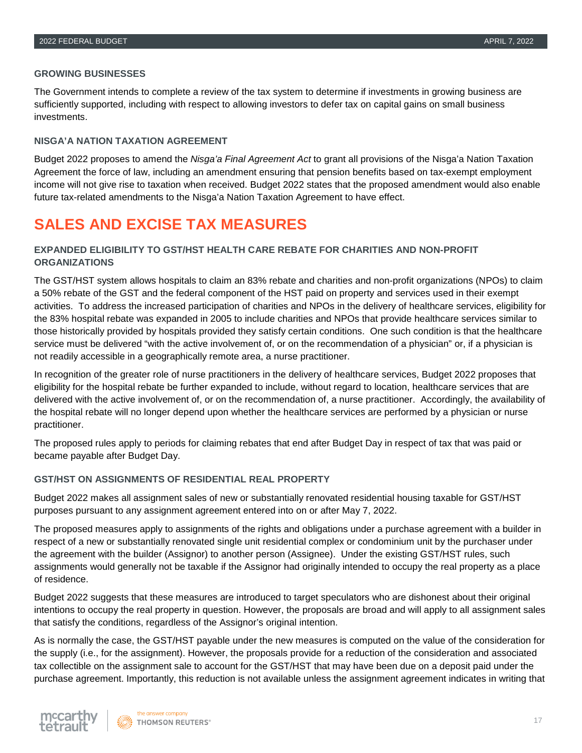### GROWING BUSINESSES

The Government intends to complete a review of the tax system to determine if investments in growing business are sufficiently supported, including with respect to allowing investors to defer tax on capital gains on small business investments.

### NISGA'A NATION TAXATION AGREEMENT

Budget 2022 proposes to amend the *Nisga'a Final Agreement Act* to grant all provisions of the Nisga'a Nation Taxation Agreement the force of law, including an amendment ensuring that pension benefits based on tax-exempt employment income will not give rise to taxation when received. Budget 2022 states that the proposed amendment would also enable future tax-related amendments to the Nisga'a Nation Taxation Agreement to have effect.

## SALES AND EXCISE TAX MEASURES

### EXPANDED ELIGIBILITY TO GST/HST HEALTH CARE REBATE FOR CHARITIES AND NON-PROFIT ORGANIZATIONS

The GST/HST system allows hospitals to claim an 83% rebate and charities and non-profit organizations (NPOs) to claim a 50% rebate of the GST and the federal component of the HST paid on property and services used in their exempt activities. To address the increased participation of charities and NPOs in the delivery of healthcare services, eligibility for the 83% hospital rebate was expanded in 2005 to include charities and NPOs that provide healthcare services similar to those historically provided by hospitals provided they satisfy certain conditions. One such condition is that the healthcare service must be delivered "with the active involvement of, or on the recommendation of a physician" or, if a physician is not readily accessible in a geographically remote area, a nurse practitioner.

In recognition of the greater role of nurse practitioners in the delivery of healthcare services, Budget 2022 proposes that eligibility for the hospital rebate be further expanded to include, without regard to location, healthcare services that are delivered with the active involvement of, or on the recommendation of, a nurse practitioner. Accordingly, the availability of the hospital rebate will no longer depend upon whether the healthcare services are performed by a physician or nurse practitioner.

The proposed rules apply to periods for claiming rebates that end after Budget Day in respect of tax that was paid or became payable after Budget Day.

### GST/HST ON ASSIGNMENTS OF RESIDENTIAL REAL PROPERTY

Budget 2022 makes all assignment sales of new or substantially renovated residential housing taxable for GST/HST purposes pursuant to any assignment agreement entered into on or after May 7, 2022.

The proposed measures apply to assignments of the rights and obligations under a purchase agreement with a builder in respect of a new or substantially renovated single unit residential complex or condominium unit by the purchaser under the agreement with the builder (Assignor) to another person (Assignee). Under the existing GST/HST rules, such assignments would generally not be taxable if the Assignor had originally intended to occupy the real property as a place of residence.

Budget 2022 suggests that these measures are introduced to target speculators who are dishonest about their original intentions to occupy the real property in question. However, the proposals are broad and will apply to all assignment sales that satisfy the conditions, regardless of the Assignor's original intention.

As is normally the case, the GST/HST payable under the new measures is computed on the value of the consideration for the supply (i.e., for the assignment). However, the proposals provide for a reduction of the consideration and associated tax collectible on the assignment sale to account for the GST/HST that may have been due on a deposit paid under the purchase agreement. Importantly, this reduction is not available unless the assignment agreement indicates in writing that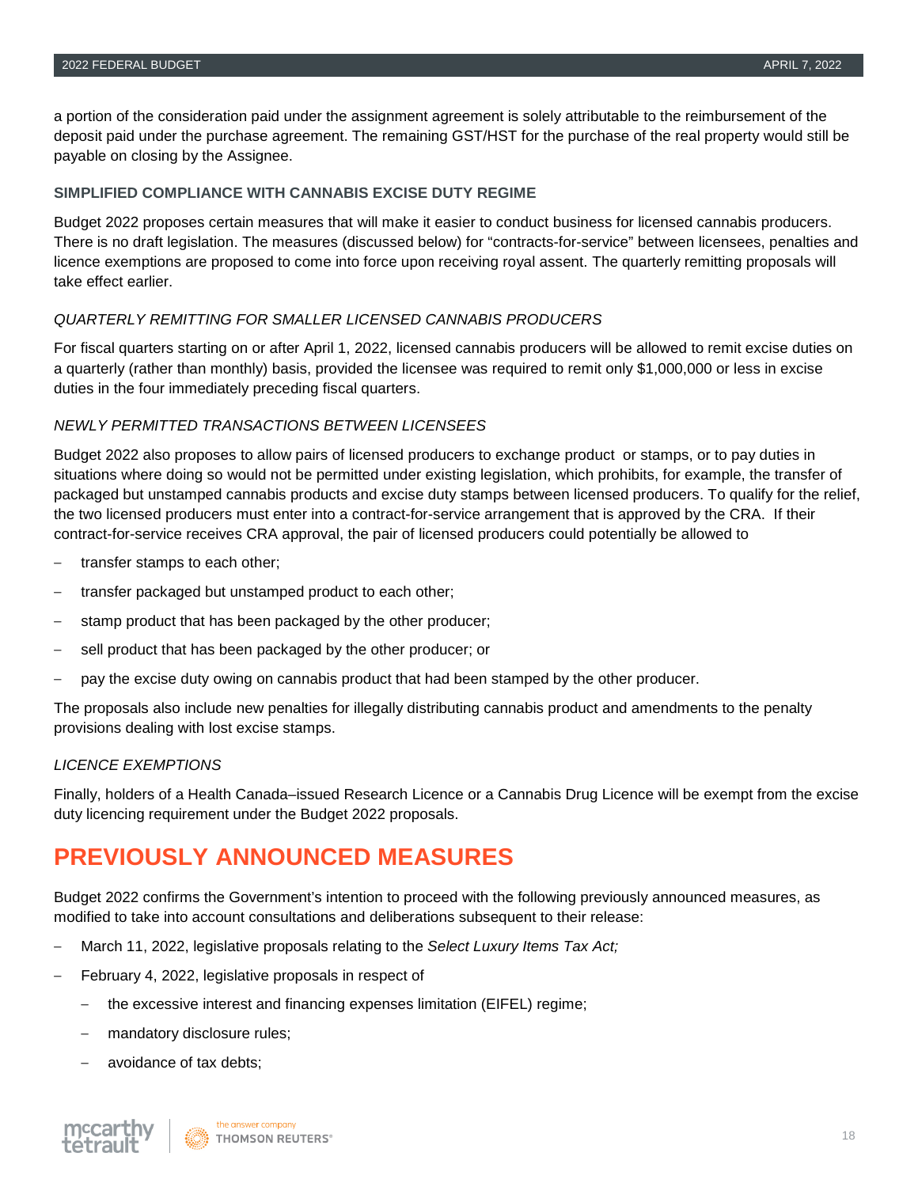a portion of the consideration paid under the assignment agreement is solely attributable to the reimbursement of the deposit paid under the purchase agreement. The remaining GST/HST for the purchase of the real property would still be payable on closing by the Assignee.

### SIMPLIFIED COMPLIANCE WITH CANNABIS EXCISE DUTY REGIME

Budget 2022 proposes certain measures that will make it easier to conduct business for licensed cannabis producers. There is no draft legislation. The measures (discussed below) for “contracts-for-service” between licensees, penalties and licence exemptions are proposed to come into force upon receiving royal assent. The quarterly remitting proposals will take effect earlier.

#### *QUARTERLY REMITTING FOR SMALLER LICENSED CANNABIS PRODUCERS*

For fiscal quarters starting on or after April 1, 2022, licensed cannabis producers will be allowed to remit excise duties on a quarterly (rather than monthly) basis, provided the licensee was required to remit only $1,000,000 or less in excise duties in the four immediately preceding fiscal quarters.

#### *NEWLY PERMITTED TRANSACTIONS BETWEEN LICENSEES*

Budget 2022 also proposes to allow pairs of licensed producers to exchange product or stamps, or to pay duties in situations where doing so would not be permitted under existing legislation, which prohibits, for example, the transfer of packaged but unstamped cannabis products and excise duty stamps between licensed producers. To qualify for the relief, the two licensed producers must enter into a contract-for-service arrangement that is approved by the CRA. If their contract-for-service receives CRA approval, the pair of licensed producers could potentially be allowed to

- transfer stamps to each other;
- transfer packaged but unstamped product to each other;
- stamp product that has been packaged by the other producer;
- sell product that has been packaged by the other producer; or
- pay the excise duty owing on cannabis product that had been stamped by the other producer.

The proposals also include new penalties for illegally distributing cannabis product and amendments to the penalty provisions dealing with lost excise stamps.

#### *LICENCE EXEMPTIONS*

Finally, holders of a Health Canada–issued Research Licence or a Cannabis Drug Licence will be exempt from the excise duty licencing requirement under the Budget 2022 proposals.

## PREVIOUSLY ANNOUNCED MEASURES

Budget 2022 confirms the Government’s intention to proceed with the following previously announced measures, as modified to take into account consultations and deliberations subsequent to their release:

- March 11, 2022, legislative proposals relating to the *Select Luxury Items Tax Act;*
- February 4, 2022, legislative proposals in respect of
  - the excessive interest and financing expenses limitation (EIFEL) regime;
  - mandatory disclosure rules;
  - avoidance of tax debts;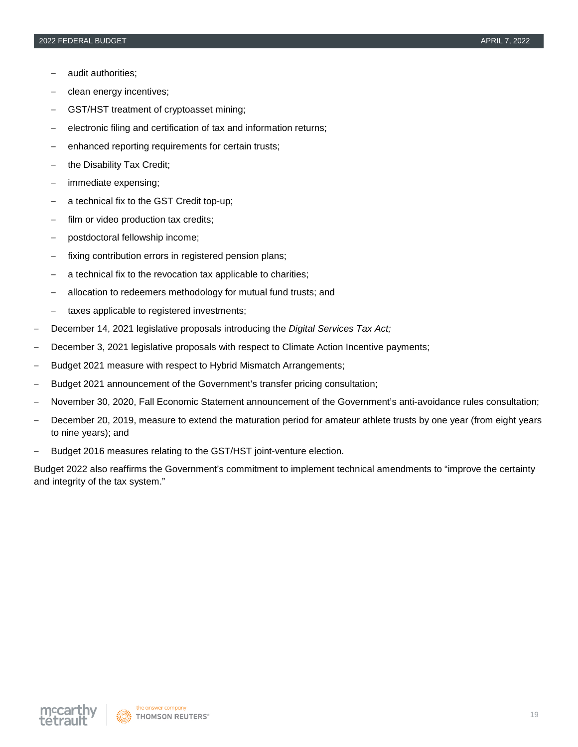- audit authorities;
  - clean energy incentives;
  - GST/HST treatment of cryptoasset mining;
  - electronic filing and certification of tax and information returns;
  - enhanced reporting requirements for certain trusts;
  - the Disability Tax Credit;
  - immediate expensing;
  - a technical fix to the GST Credit top-up;
  - film or video production tax credits;
  - postdoctoral fellowship income;
  - fixing contribution errors in registered pension plans;
  - a technical fix to the revocation tax applicable to charities;
  - allocation to redeemers methodology for mutual fund trusts; and
  - taxes applicable to registered investments;
- December 14, 2021 legislative proposals introducing the *Digital Services Tax Act;*
- December 3, 2021 legislative proposals with respect to Climate Action Incentive payments;
- Budget 2021 measure with respect to Hybrid Mismatch Arrangements;
- Budget 2021 announcement of the Government's transfer pricing consultation;
- November 30, 2020, Fall Economic Statement announcement of the Government's anti-avoidance rules consultation;
- December 20, 2019, measure to extend the maturation period for amateur athlete trusts by one year (from eight years to nine years); and
- Budget 2016 measures relating to the GST/HST joint-venture election.

Budget 2022 also reaffirms the Government's commitment to implement technical amendments to "improve the certainty and integrity of the tax system."